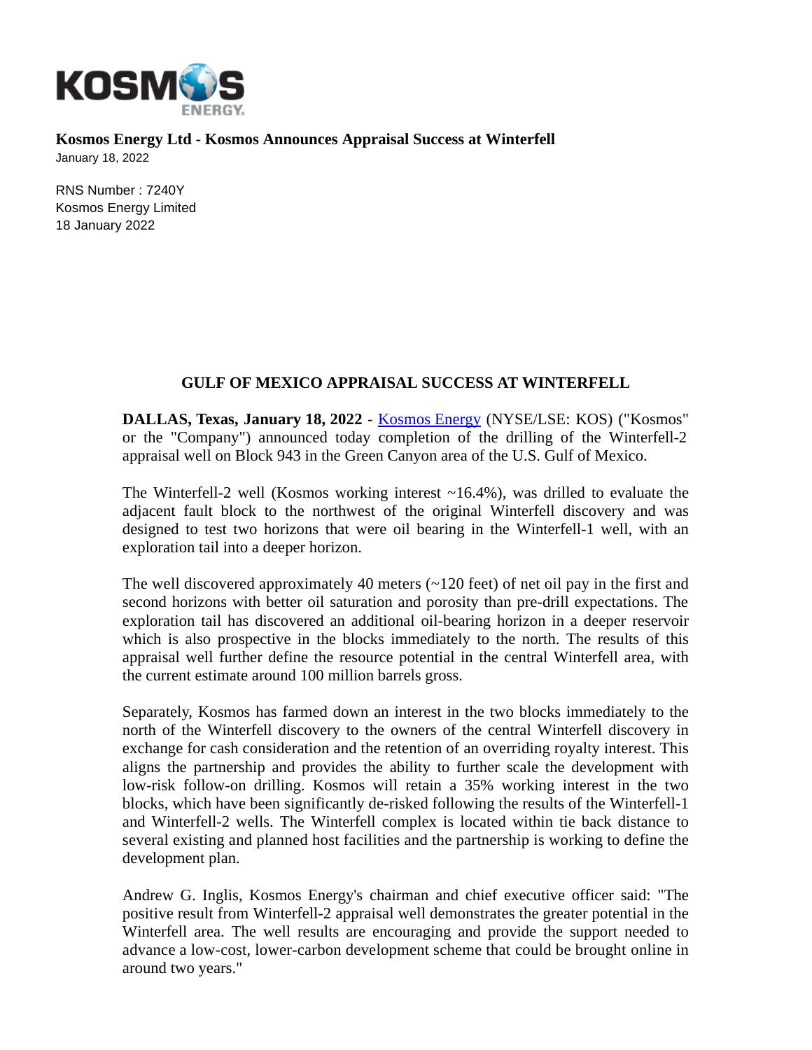**Kosmos Energy Ltd - Kosmos Announces Appraisal Success at Winterfell**

January 18, 2022

RNS Number : 7240Y
Kosmos Energy Limited
18 January 2022

## GULF OF MEXICO APPRAISAL SUCCESS AT WINTERFELL

**DALLAS, Texas, January 18, 2022** - Kosmos Energy (NYSE/LSE: KOS) ("Kosmos" or the "Company") announced today completion of the drilling of the Winterfell-2 appraisal well on Block 943 in the Green Canyon area of the U.S. Gulf of Mexico.

The Winterfell-2 well (Kosmos working interest ~16.4%), was drilled to evaluate the adjacent fault block to the northwest of the original Winterfell discovery and was designed to test two horizons that were oil bearing in the Winterfell-1 well, with an exploration tail into a deeper horizon.

The well discovered approximately 40 meters (~120 feet) of net oil pay in the first and second horizons with better oil saturation and porosity than pre-drill expectations. The exploration tail has discovered an additional oil-bearing horizon in a deeper reservoir which is also prospective in the blocks immediately to the north. The results of this appraisal well further define the resource potential in the central Winterfell area, with the current estimate around 100 million barrels gross.

Separately, Kosmos has farmed down an interest in the two blocks immediately to the north of the Winterfell discovery to the owners of the central Winterfell discovery in exchange for cash consideration and the retention of an overriding royalty interest. This aligns the partnership and provides the ability to further scale the development with low-risk follow-on drilling. Kosmos will retain a 35% working interest in the two blocks, which have been significantly de-risked following the results of the Winterfell-1 and Winterfell-2 wells. The Winterfell complex is located within tie back distance to several existing and planned host facilities and the partnership is working to define the development plan.

Andrew G. Inglis, Kosmos Energy's chairman and chief executive officer said: "The positive result from Winterfell-2 appraisal well demonstrates the greater potential in the Winterfell area. The well results are encouraging and provide the support needed to advance a low-cost, lower-carbon development scheme that could be brought online in around two years."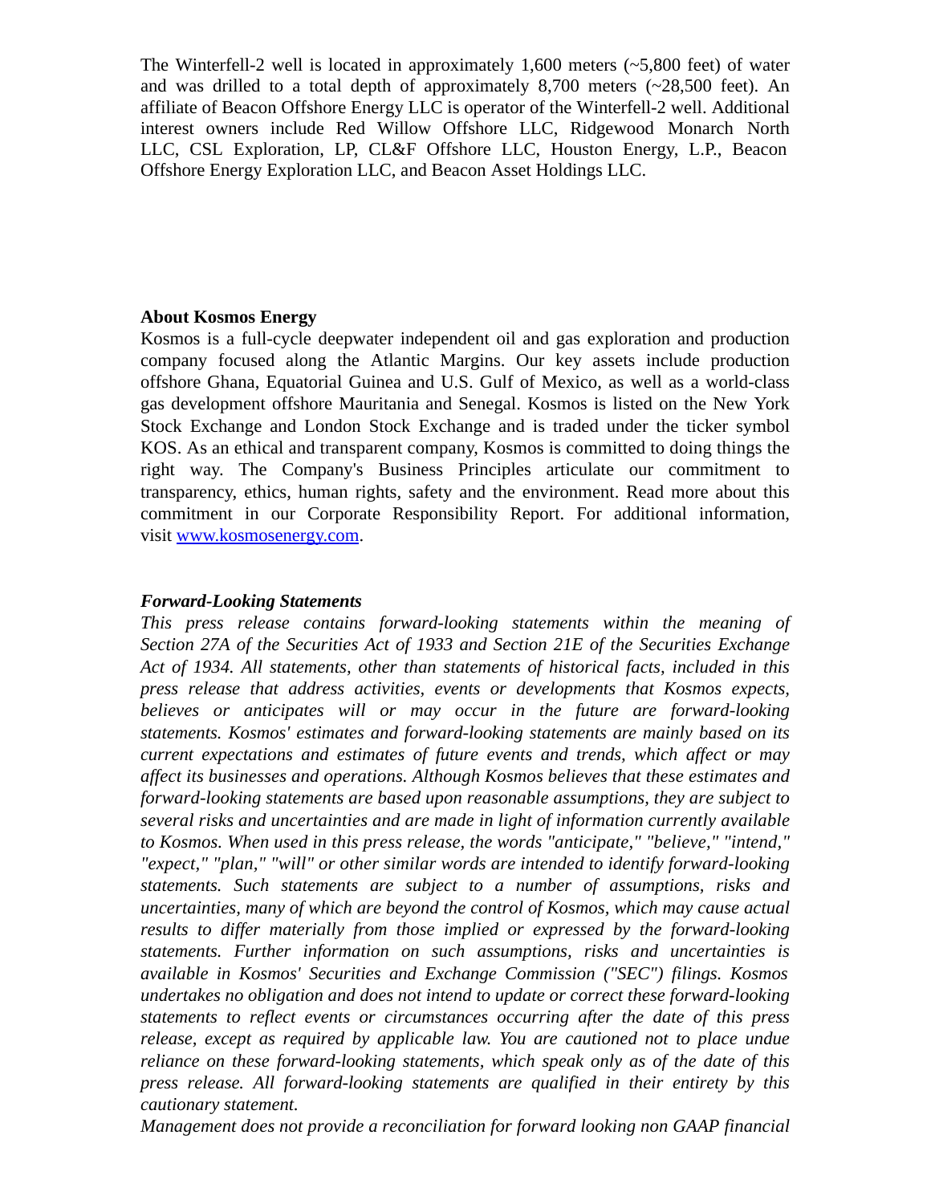The Winterfell-2 well is located in approximately 1,600 meters (~5,800 feet) of water and was drilled to a total depth of approximately 8,700 meters (~28,500 feet). An affiliate of Beacon Offshore Energy LLC is operator of the Winterfell-2 well. Additional interest owners include Red Willow Offshore LLC, Ridgewood Monarch North LLC, CSL Exploration, LP, CL&F Offshore LLC, Houston Energy, L.P., Beacon Offshore Energy Exploration LLC, and Beacon Asset Holdings LLC.

**About Kosmos Energy**

Kosmos is a full-cycle deepwater independent oil and gas exploration and production company focused along the Atlantic Margins. Our key assets include production offshore Ghana, Equatorial Guinea and U.S. Gulf of Mexico, as well as a world-class gas development offshore Mauritania and Senegal. Kosmos is listed on the New York Stock Exchange and London Stock Exchange and is traded under the ticker symbol KOS. As an ethical and transparent company, Kosmos is committed to doing things the right way. The Company's Business Principles articulate our commitment to transparency, ethics, human rights, safety and the environment. Read more about this commitment in our Corporate Responsibility Report. For additional information, visit www.kosmosenergy.com.

***Forward-Looking Statements***

*This press release contains forward-looking statements within the meaning of Section 27A of the Securities Act of 1933 and Section 21E of the Securities Exchange Act of 1934. All statements, other than statements of historical facts, included in this press release that address activities, events or developments that Kosmos expects, believes or anticipates will or may occur in the future are forward-looking statements. Kosmos' estimates and forward-looking statements are mainly based on its current expectations and estimates of future events and trends, which affect or may affect its businesses and operations. Although Kosmos believes that these estimates and forward-looking statements are based upon reasonable assumptions, they are subject to several risks and uncertainties and are made in light of information currently available to Kosmos. When used in this press release, the words "anticipate," "believe," "intend," "expect," "plan," "will" or other similar words are intended to identify forward-looking statements. Such statements are subject to a number of assumptions, risks and uncertainties, many of which are beyond the control of Kosmos, which may cause actual results to differ materially from those implied or expressed by the forward-looking statements. Further information on such assumptions, risks and uncertainties is available in Kosmos' Securities and Exchange Commission ("SEC") filings. Kosmos undertakes no obligation and does not intend to update or correct these forward-looking statements to reflect events or circumstances occurring after the date of this press release, except as required by applicable law. You are cautioned not to place undue reliance on these forward-looking statements, which speak only as of the date of this press release. All forward-looking statements are qualified in their entirety by this cautionary statement.*

*Management does not provide a reconciliation for forward looking non GAAP financial*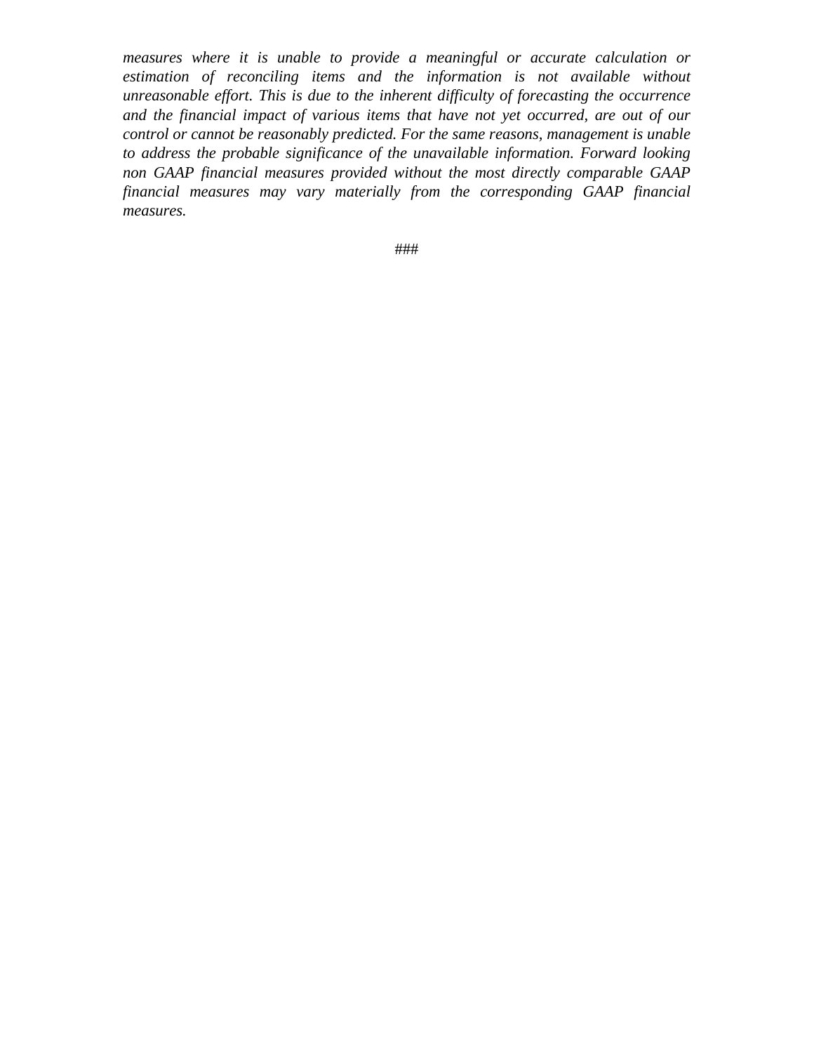*measures where it is unable to provide a meaningful or accurate calculation or estimation of reconciling items and the information is not available without unreasonable effort. This is due to the inherent difficulty of forecasting the occurrence and the financial impact of various items that have not yet occurred, are out of our control or cannot be reasonably predicted. For the same reasons, management is unable to address the probable significance of the unavailable information. Forward looking non GAAP financial measures provided without the most directly comparable GAAP financial measures may vary materially from the corresponding GAAP financial measures.*

###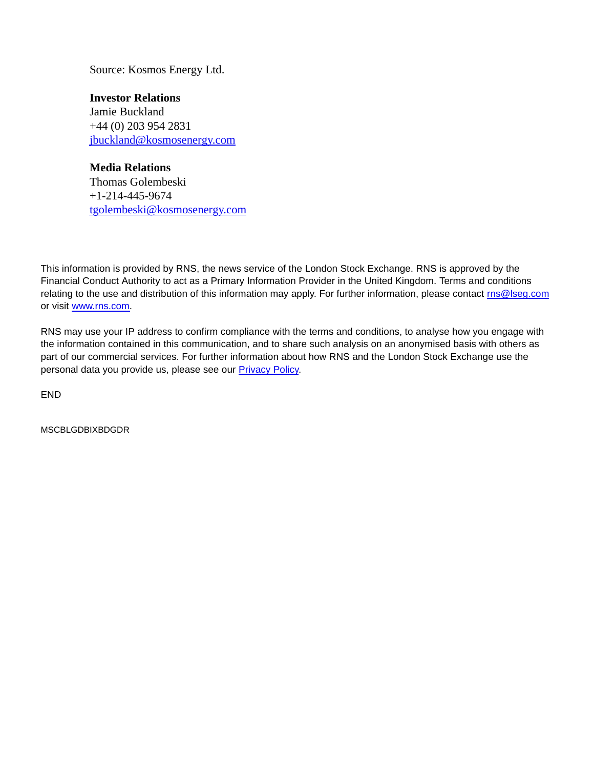Source: Kosmos Energy Ltd.

**Investor Relations**
Jamie Buckland
+44 (0) 203 954 2831
jbuckland@kosmosenergy.com

**Media Relations**
Thomas Golembeski
+1-214-445-9674
tgolembeski@kosmosenergy.com

This information is provided by RNS, the news service of the London Stock Exchange. RNS is approved by the Financial Conduct Authority to act as a Primary Information Provider in the United Kingdom. Terms and conditions relating to the use and distribution of this information may apply. For further information, please contact rns@lseg.com or visit www.rns.com.

RNS may use your IP address to confirm compliance with the terms and conditions, to analyse how you engage with the information contained in this communication, and to share such analysis on an anonymised basis with others as part of our commercial services. For further information about how RNS and the London Stock Exchange use the personal data you provide us, please see our Privacy Policy.

END

MSCBLGDBIXBDGDR